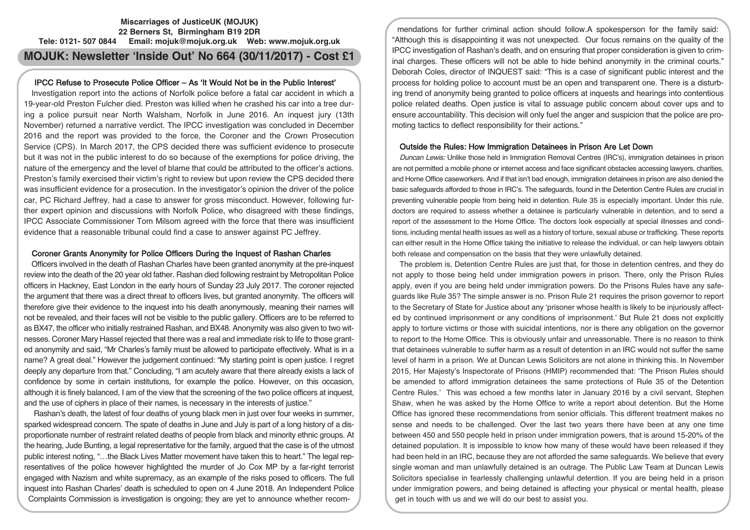**Miscarriages of JusticeUK (MOJUK)**
**22 Berners St, Birmingham B19 2DR**
**Tele: 0121- 507 0844 Email: mojuk@mojuk.org.uk Web: www.mojuk.org.uk**

# MOJUK: Newsletter 'Inside Out' No 664 (30/11/2017) - Cost £1

## IPCC Refuse to Prosecute Police Officer – As 'It Would Not be in the Public Interest'

Investigation report into the actions of Norfolk police before a fatal car accident in which a 19-year-old Preston Fulcher died. Preston was killed when he crashed his car into a tree during a police pursuit near North Walsham, Norfolk in June 2016. An inquest jury (13th November) returned a narrative verdict. The IPCC investigation was concluded in December 2016 and the report was provided to the force, the Coroner and the Crown Prosecution Service (CPS). In March 2017, the CPS decided there was sufficient evidence to prosecute but it was not in the public interest to do so because of the exemptions for police driving, the nature of the emergency and the level of blame that could be attributed to the officer's actions. Preston's family exercised their victim's right to review but upon review the CPS decided there was insufficient evidence for a prosecution. In the investigator's opinion the driver of the police car, PC Richard Jeffrey, had a case to answer for gross misconduct. However, following further expert opinion and discussions with Norfolk Police, who disagreed with these findings, IPCC Associate Commissioner Tom Milsom agreed with the force that there was insufficient evidence that a reasonable tribunal could find a case to answer against PC Jeffrey.

## Coroner Grants Anonymity for Police Officers During the Inquest of Rashan Charles

Officers involved in the death of Rashan Charles have been granted anonymity at the pre-inquest review into the death of the 20 year old father. Rashan died following restraint by Metropolitan Police officers in Hackney, East London in the early hours of Sunday 23 July 2017. The coroner rejected the argument that there was a direct threat to officers lives, but granted anonymity. The officers will therefore give their evidence to the inquest into his death anonymously, meaning their names will not be revealed, and their faces will not be visible to the public gallery. Officers are to be referred to as BX47, the officer who initially restrained Rashan, and BX48. Anonymity was also given to two witnesses. Coroner Mary Hassel rejected that there was a real and immediate risk to life to those granted anonymity and said, "Mr Charles's family must be allowed to participate effectively. What is in a name? A great deal." However the judgement continued: "My starting point is open justice. I regret deeply any departure from that." Concluding, "I am acutely aware that there already exists a lack of confidence by some in certain institutions, for example the police. However, on this occasion, although it is finely balanced, I am of the view that the screening of the two police officers at inquest, and the use of ciphers in place of their names, is necessary in the interests of justice."

Rashan's death, the latest of four deaths of young black men in just over four weeks in summer, sparked widespread concern. The spate of deaths in June and July is part of a long history of a disproportionate number of restraint related deaths of people from black and minority ethnic groups. At the hearing, Jude Bunting, a legal representative for the family, argued that the case is of the utmost public interest noting, "…the Black Lives Matter movement have taken this to heart." The legal representatives of the police however highlighted the murder of Jo Cox MP by a far-right terrorist engaged with Nazism and white supremacy, as an example of the risks posed to officers. The full inquest into Rashan Charles' death is scheduled to open on 4 June 2018. An Independent Police Complaints Commission is investigation is ongoing; they are yet to announce whether recommendations for further criminal action should follow.A spokesperson for the family said: "Although this is disappointing it was not unexpected. Our focus remains on the quality of the IPCC investigation of Rashan's death, and on ensuring that proper consideration is given to criminal charges. These officers will not be able to hide behind anonymity in the criminal courts." Deborah Coles, director of INQUEST said: "This is a case of significant public interest and the process for holding police to account must be an open and transparent one. There is a disturbing trend of anonymity being granted to police officers at inquests and hearings into contentious police related deaths. Open justice is vital to assuage public concern about cover ups and to ensure accountability. This decision will only fuel the anger and suspicion that the police are promoting tactics to deflect responsibility for their actions."

## Outside the Rules: How Immigration Detainees in Prison Are Let Down

*Duncan Lewis:* Unlike those held in Immigration Removal Centres (IRC's), immigration detainees in prison are not permitted a mobile phone or internet access and face significant obstacles accessing lawyers, charities, and Home Office caseworkers. And if that isn't bad enough, immigration detainees in prison are also denied the basic safeguards afforded to those in IRC's. The safeguards, found in the Detention Centre Rules are crucial in preventing vulnerable people from being held in detention. Rule 35 is especially important. Under this rule, doctors are required to assess whether a detainee is particularly vulnerable in detention, and to send a report of the assessment to the Home Office. The doctors look especially at special illnesses and conditions, including mental health issues as well as a history of torture, sexual abuse or trafficking. These reports can either result in the Home Office taking the initiative to release the individual, or can help lawyers obtain both release and compensation on the basis that they were unlawfully detained.

The problem is, Detention Centre Rules are just that, for those in detention centres, and they do not apply to those being held under immigration powers in prison. There, only the Prison Rules apply, even if you are being held under immigration powers. Do the Prisons Rules have any safeguards like Rule 35? The simple answer is no. Prison Rule 21 requires the prison governor to report to the Secretary of State for Justice about any 'prisoner whose health is likely to be injuriously affected by continued imprisonment or any conditions of imprisonment.' But Rule 21 does not explicitly apply to torture victims or those with suicidal intentions, nor is there any obligation on the governor to report to the Home Office. This is obviously unfair and unreasonable. There is no reason to think that detainees vulnerable to suffer harm as a result of detention in an IRC would not suffer the same level of harm in a prison. We at Duncan Lewis Solicitors are not alone in thinking this. In November 2015, Her Majesty's Inspectorate of Prisons (HMIP) recommended that: 'The Prison Rules should be amended to afford immigration detainees the same protections of Rule 35 of the Detention Centre Rules.' This was echoed a few months later in January 2016 by a civil servant, Stephen Shaw, when he was asked by the Home Office to write a report about detention. But the Home Office has ignored these recommendations from senior officials. This different treatment makes no sense and needs to be challenged. Over the last two years there have been at any one time between 450 and 550 people held in prison under immigration powers, that is around 15-20% of the detained population. It is impossible to know how many of these would have been released if they had been held in an IRC, because they are not afforded the same safeguards. We believe that every single woman and man unlawfully detained is an outrage. The Public Law Team at Duncan Lewis Solicitors specialise in fearlessly challenging unlawful detention. If you are being held in a prison under immigration powers, and being detained is affecting your physical or mental health, please get in touch with us and we will do our best to assist you.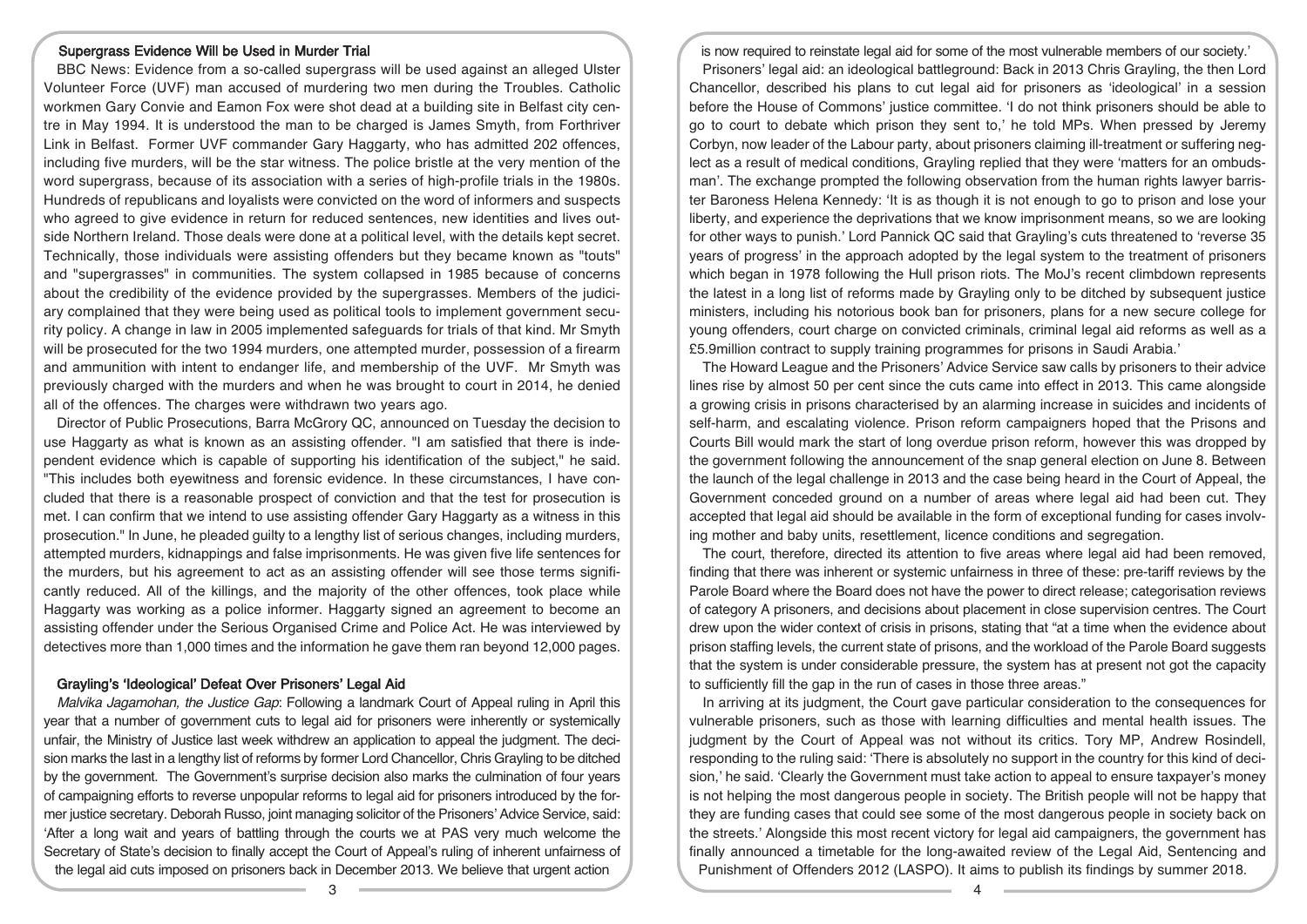## Supergrass Evidence Will be Used in Murder Trial

BBC News: Evidence from a so-called supergrass will be used against an alleged Ulster Volunteer Force (UVF) man accused of murdering two men during the Troubles. Catholic workmen Gary Convie and Eamon Fox were shot dead at a building site in Belfast city centre in May 1994. It is understood the man to be charged is James Smyth, from Forthriver Link in Belfast. Former UVF commander Gary Haggarty, who has admitted 202 offences, including five murders, will be the star witness. The police bristle at the very mention of the word supergrass, because of its association with a series of high-profile trials in the 1980s. Hundreds of republicans and loyalists were convicted on the word of informers and suspects who agreed to give evidence in return for reduced sentences, new identities and lives outside Northern Ireland. Those deals were done at a political level, with the details kept secret. Technically, those individuals were assisting offenders but they became known as "touts" and "supergrasses" in communities. The system collapsed in 1985 because of concerns about the credibility of the evidence provided by the supergrasses. Members of the judiciary complained that they were being used as political tools to implement government security policy. A change in law in 2005 implemented safeguards for trials of that kind. Mr Smyth will be prosecuted for the two 1994 murders, one attempted murder, possession of a firearm and ammunition with intent to endanger life, and membership of the UVF. Mr Smyth was previously charged with the murders and when he was brought to court in 2014, he denied all of the offences. The charges were withdrawn two years ago.

Director of Public Prosecutions, Barra McGrory QC, announced on Tuesday the decision to use Haggarty as what is known as an assisting offender. "I am satisfied that there is independent evidence which is capable of supporting his identification of the subject," he said. "This includes both eyewitness and forensic evidence. In these circumstances, I have concluded that there is a reasonable prospect of conviction and that the test for prosecution is met. I can confirm that we intend to use assisting offender Gary Haggarty as a witness in this prosecution." In June, he pleaded guilty to a lengthy list of serious changes, including murders, attempted murders, kidnappings and false imprisonments. He was given five life sentences for the murders, but his agreement to act as an assisting offender will see those terms significantly reduced. All of the killings, and the majority of the other offences, took place while Haggarty was working as a police informer. Haggarty signed an agreement to become an assisting offender under the Serious Organised Crime and Police Act. He was interviewed by detectives more than 1,000 times and the information he gave them ran beyond 12,000 pages.

## Grayling's 'Ideological' Defeat Over Prisoners' Legal Aid

*Malvika Jagamohan, the Justice Gap*: Following a landmark Court of Appeal ruling in April this year that a number of government cuts to legal aid for prisoners were inherently or systemically unfair, the Ministry of Justice last week withdrew an application to appeal the judgment. The decision marks the last in a lengthy list of reforms by former Lord Chancellor, Chris Grayling to be ditched by the government. The Government's surprise decision also marks the culmination of four years of campaigning efforts to reverse unpopular reforms to legal aid for prisoners introduced by the former justice secretary. Deborah Russo, joint managing solicitor of the Prisoners' Advice Service, said: 'After a long wait and years of battling through the courts we at PAS very much welcome the Secretary of State's decision to finally accept the Court of Appeal's ruling of inherent unfairness of the legal aid cuts imposed on prisoners back in December 2013. We believe that urgent action is now required to reinstate legal aid for some of the most vulnerable members of our society.'

Prisoners' legal aid: an ideological battleground: Back in 2013 Chris Grayling, the then Lord Chancellor, described his plans to cut legal aid for prisoners as 'ideological' in a session before the House of Commons' justice committee. 'I do not think prisoners should be able to go to court to debate which prison they sent to,' he told MPs. When pressed by Jeremy Corbyn, now leader of the Labour party, about prisoners claiming ill-treatment or suffering neglect as a result of medical conditions, Grayling replied that they were 'matters for an ombudsman'. The exchange prompted the following observation from the human rights lawyer barrister Baroness Helena Kennedy: 'It is as though it is not enough to go to prison and lose your liberty, and experience the deprivations that we know imprisonment means, so we are looking for other ways to punish.' Lord Pannick QC said that Grayling's cuts threatened to 'reverse 35 years of progress' in the approach adopted by the legal system to the treatment of prisoners which began in 1978 following the Hull prison riots. The MoJ's recent climbdown represents the latest in a long list of reforms made by Grayling only to be ditched by subsequent justice ministers, including his notorious book ban for prisoners, plans for a new secure college for young offenders, court charge on convicted criminals, criminal legal aid reforms as well as a £5.9million contract to supply training programmes for prisons in Saudi Arabia.'

The Howard League and the Prisoners' Advice Service saw calls by prisoners to their advice lines rise by almost 50 per cent since the cuts came into effect in 2013. This came alongside a growing crisis in prisons characterised by an alarming increase in suicides and incidents of self-harm, and escalating violence. Prison reform campaigners hoped that the Prisons and Courts Bill would mark the start of long overdue prison reform, however this was dropped by the government following the announcement of the snap general election on June 8. Between the launch of the legal challenge in 2013 and the case being heard in the Court of Appeal, the Government conceded ground on a number of areas where legal aid had been cut. They accepted that legal aid should be available in the form of exceptional funding for cases involving mother and baby units, resettlement, licence conditions and segregation.

The court, therefore, directed its attention to five areas where legal aid had been removed, finding that there was inherent or systemic unfairness in three of these: pre-tariff reviews by the Parole Board where the Board does not have the power to direct release; categorisation reviews of category A prisoners, and decisions about placement in close supervision centres. The Court drew upon the wider context of crisis in prisons, stating that "at a time when the evidence about prison staffing levels, the current state of prisons, and the workload of the Parole Board suggests that the system is under considerable pressure, the system has at present not got the capacity to sufficiently fill the gap in the run of cases in those three areas."

In arriving at its judgment, the Court gave particular consideration to the consequences for vulnerable prisoners, such as those with learning difficulties and mental health issues. The judgment by the Court of Appeal was not without its critics. Tory MP, Andrew Rosindell, responding to the ruling said: 'There is absolutely no support in the country for this kind of decision,' he said. 'Clearly the Government must take action to appeal to ensure taxpayer's money is not helping the most dangerous people in society. The British people will not be happy that they are funding cases that could see some of the most dangerous people in society back on the streets.' Alongside this most recent victory for legal aid campaigners, the government has finally announced a timetable for the long-awaited review of the Legal Aid, Sentencing and Punishment of Offenders 2012 (LASPO). It aims to publish its findings by summer 2018.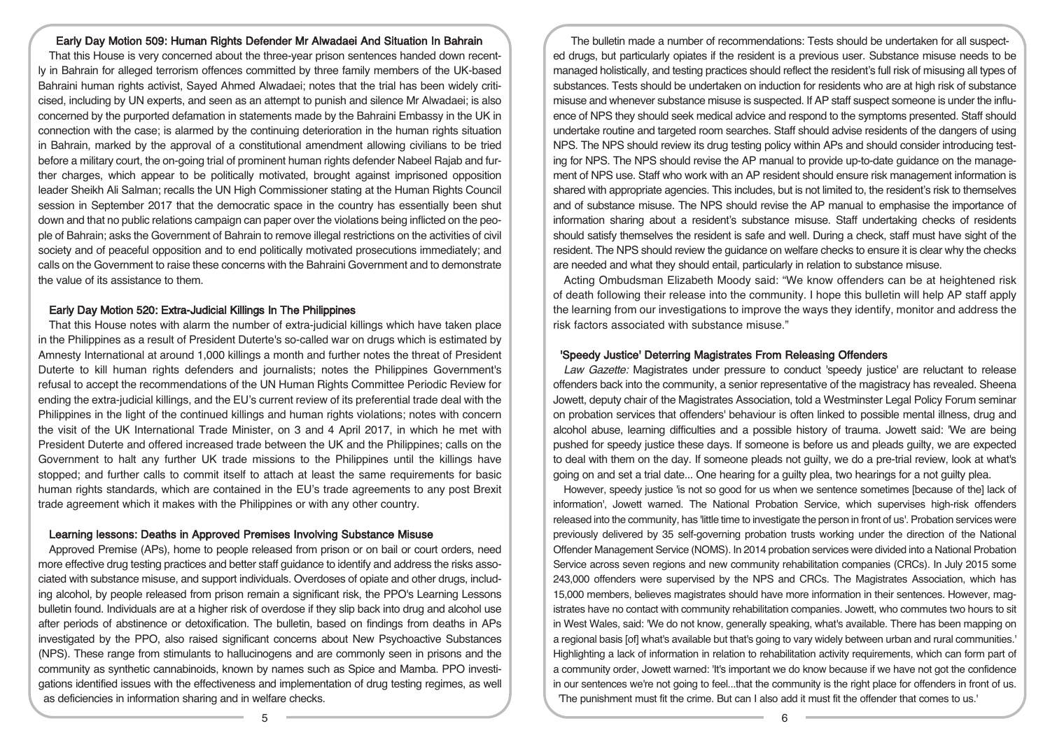### Early Day Motion 509: Human Rights Defender Mr Alwadaei And Situation In Bahrain

That this House is very concerned about the three-year prison sentences handed down recently in Bahrain for alleged terrorism offences committed by three family members of the UK-based Bahraini human rights activist, Sayed Ahmed Alwadaei; notes that the trial has been widely criticised, including by UN experts, and seen as an attempt to punish and silence Mr Alwadaei; is also concerned by the purported defamation in statements made by the Bahraini Embassy in the UK in connection with the case; is alarmed by the continuing deterioration in the human rights situation in Bahrain, marked by the approval of a constitutional amendment allowing civilians to be tried before a military court, the on-going trial of prominent human rights defender Nabeel Rajab and further charges, which appear to be politically motivated, brought against imprisoned opposition leader Sheikh Ali Salman; recalls the UN High Commissioner stating at the Human Rights Council session in September 2017 that the democratic space in the country has essentially been shut down and that no public relations campaign can paper over the violations being inflicted on the people of Bahrain; asks the Government of Bahrain to remove illegal restrictions on the activities of civil society and of peaceful opposition and to end politically motivated prosecutions immediately; and calls on the Government to raise these concerns with the Bahraini Government and to demonstrate the value of its assistance to them.

### Early Day Motion 520: Extra-Judicial Killings In The Philippines

That this House notes with alarm the number of extra-judicial killings which have taken place in the Philippines as a result of President Duterte's so-called war on drugs which is estimated by Amnesty International at around 1,000 killings a month and further notes the threat of President Duterte to kill human rights defenders and journalists; notes the Philippines Government's refusal to accept the recommendations of the UN Human Rights Committee Periodic Review for ending the extra-judicial killings, and the EU's current review of its preferential trade deal with the Philippines in the light of the continued killings and human rights violations; notes with concern the visit of the UK International Trade Minister, on 3 and 4 April 2017, in which he met with President Duterte and offered increased trade between the UK and the Philippines; calls on the Government to halt any further UK trade missions to the Philippines until the killings have stopped; and further calls to commit itself to attach at least the same requirements for basic human rights standards, which are contained in the EU's trade agreements to any post Brexit trade agreement which it makes with the Philippines or with any other country.

### Learning lessons: Deaths in Approved Premises Involving Substance Misuse

Approved Premise (APs), home to people released from prison or on bail or court orders, need more effective drug testing practices and better staff guidance to identify and address the risks associated with substance misuse, and support individuals. Overdoses of opiate and other drugs, including alcohol, by people released from prison remain a significant risk, the PPO's Learning Lessons bulletin found. Individuals are at a higher risk of overdose if they slip back into drug and alcohol use after periods of abstinence or detoxification. The bulletin, based on findings from deaths in APs investigated by the PPO, also raised significant concerns about New Psychoactive Substances (NPS). These range from stimulants to hallucinogens and are commonly seen in prisons and the community as synthetic cannabinoids, known by names such as Spice and Mamba. PPO investigations identified issues with the effectiveness and implementation of drug testing regimes, as well as deficiencies in information sharing and in welfare checks.

The bulletin made a number of recommendations: Tests should be undertaken for all suspected drugs, but particularly opiates if the resident is a previous user. Substance misuse needs to be managed holistically, and testing practices should reflect the resident's full risk of misusing all types of substances. Tests should be undertaken on induction for residents who are at high risk of substance misuse and whenever substance misuse is suspected. If AP staff suspect someone is under the influence of NPS they should seek medical advice and respond to the symptoms presented. Staff should undertake routine and targeted room searches. Staff should advise residents of the dangers of using NPS. The NPS should review its drug testing policy within APs and should consider introducing testing for NPS. The NPS should revise the AP manual to provide up-to-date guidance on the management of NPS use. Staff who work with an AP resident should ensure risk management information is shared with appropriate agencies. This includes, but is not limited to, the resident's risk to themselves and of substance misuse. The NPS should revise the AP manual to emphasise the importance of information sharing about a resident's substance misuse. Staff undertaking checks of residents should satisfy themselves the resident is safe and well. During a check, staff must have sight of the resident. The NPS should review the guidance on welfare checks to ensure it is clear why the checks are needed and what they should entail, particularly in relation to substance misuse.

Acting Ombudsman Elizabeth Moody said: "We know offenders can be at heightened risk of death following their release into the community. I hope this bulletin will help AP staff apply the learning from our investigations to improve the ways they identify, monitor and address the risk factors associated with substance misuse."

### 'Speedy Justice' Deterring Magistrates From Releasing Offenders

*Law Gazette:* Magistrates under pressure to conduct 'speedy justice' are reluctant to release offenders back into the community, a senior representative of the magistracy has revealed. Sheena Jowett, deputy chair of the Magistrates Association, told a Westminster Legal Policy Forum seminar on probation services that offenders' behaviour is often linked to possible mental illness, drug and alcohol abuse, learning difficulties and a possible history of trauma. Jowett said: 'We are being pushed for speedy justice these days. If someone is before us and pleads guilty, we are expected to deal with them on the day. If someone pleads not guilty, we do a pre-trial review, look at what's going on and set a trial date... One hearing for a guilty plea, two hearings for a not guilty plea.

However, speedy justice 'is not so good for us when we sentence sometimes [because of the] lack of information', Jowett warned. The National Probation Service, which supervises high-risk offenders released into the community, has 'little time to investigate the person in front of us'. Probation services were previously delivered by 35 self-governing probation trusts working under the direction of the National Offender Management Service (NOMS). In 2014 probation services were divided into a National Probation Service across seven regions and new community rehabilitation companies (CRCs). In July 2015 some 243,000 offenders were supervised by the NPS and CRCs. The Magistrates Association, which has 15,000 members, believes magistrates should have more information in their sentences. However, magistrates have no contact with community rehabilitation companies. Jowett, who commutes two hours to sit in West Wales, said: 'We do not know, generally speaking, what's available. There has been mapping on a regional basis [of] what's available but that's going to vary widely between urban and rural communities.' Highlighting a lack of information in relation to rehabilitation activity requirements, which can form part of a community order, Jowett warned: 'It's important we do know because if we have not got the confidence in our sentences we're not going to feel...that the community is the right place for offenders in front of us. 'The punishment must fit the crime. But can I also add it must fit the offender that comes to us.'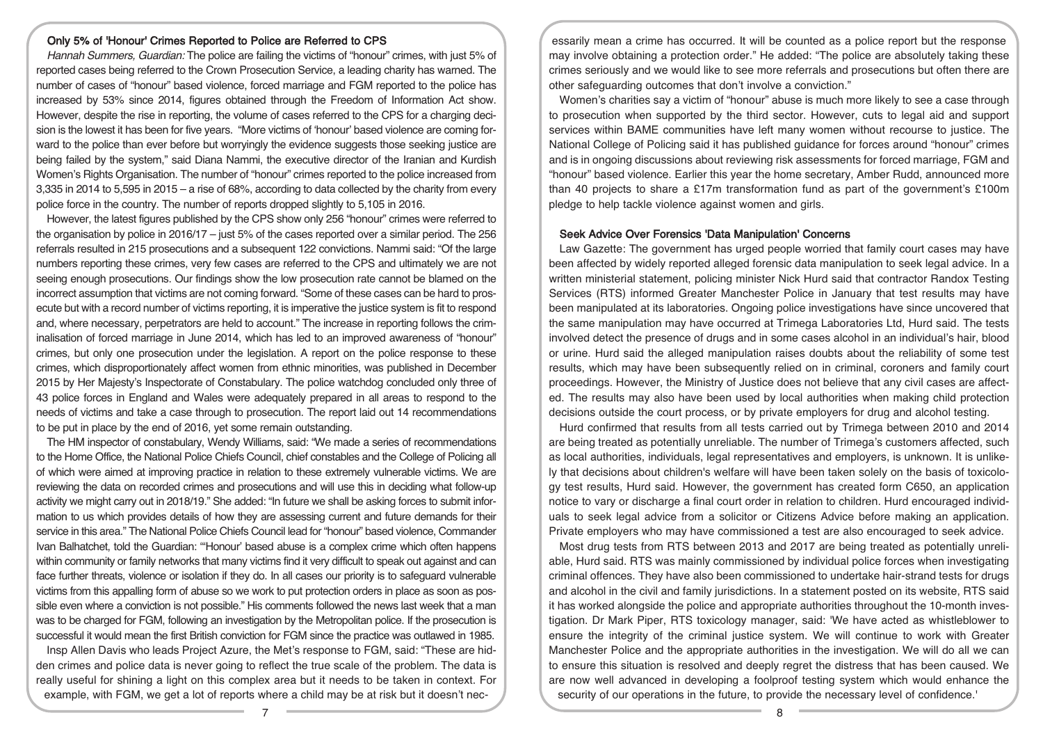## Only 5% of 'Honour' Crimes Reported to Police are Referred to CPS

*Hannah Summers, Guardian:* The police are failing the victims of "honour" crimes, with just 5% of reported cases being referred to the Crown Prosecution Service, a leading charity has warned. The number of cases of "honour" based violence, forced marriage and FGM reported to the police has increased by 53% since 2014, figures obtained through the Freedom of Information Act show. However, despite the rise in reporting, the volume of cases referred to the CPS for a charging decision is the lowest it has been for five years. "More victims of 'honour' based violence are coming forward to the police than ever before but worryingly the evidence suggests those seeking justice are being failed by the system," said Diana Nammi, the executive director of the Iranian and Kurdish Women's Rights Organisation. The number of "honour" crimes reported to the police increased from 3,335 in 2014 to 5,595 in 2015 – a rise of 68%, according to data collected by the charity from every police force in the country. The number of reports dropped slightly to 5,105 in 2016.

However, the latest figures published by the CPS show only 256 "honour" crimes were referred to the organisation by police in 2016/17 – just 5% of the cases reported over a similar period. The 256 referrals resulted in 215 prosecutions and a subsequent 122 convictions. Nammi said: "Of the large numbers reporting these crimes, very few cases are referred to the CPS and ultimately we are not seeing enough prosecutions. Our findings show the low prosecution rate cannot be blamed on the incorrect assumption that victims are not coming forward. "Some of these cases can be hard to prosecute but with a record number of victims reporting, it is imperative the justice system is fit to respond and, where necessary, perpetrators are held to account." The increase in reporting follows the criminalisation of forced marriage in June 2014, which has led to an improved awareness of "honour" crimes, but only one prosecution under the legislation. A report on the police response to these crimes, which disproportionately affect women from ethnic minorities, was published in December 2015 by Her Majesty's Inspectorate of Constabulary. The police watchdog concluded only three of 43 police forces in England and Wales were adequately prepared in all areas to respond to the needs of victims and take a case through to prosecution. The report laid out 14 recommendations to be put in place by the end of 2016, yet some remain outstanding.

The HM inspector of constabulary, Wendy Williams, said: "We made a series of recommendations to the Home Office, the National Police Chiefs Council, chief constables and the College of Policing all of which were aimed at improving practice in relation to these extremely vulnerable victims. We are reviewing the data on recorded crimes and prosecutions and will use this in deciding what follow-up activity we might carry out in 2018/19." She added: "In future we shall be asking forces to submit information to us which provides details of how they are assessing current and future demands for their service in this area." The National Police Chiefs Council lead for "honour" based violence, Commander Ivan Balhatchet, told the Guardian: "'Honour' based abuse is a complex crime which often happens within community or family networks that many victims find it very difficult to speak out against and can face further threats, violence or isolation if they do. In all cases our priority is to safeguard vulnerable victims from this appalling form of abuse so we work to put protection orders in place as soon as possible even where a conviction is not possible." His comments followed the news last week that a man was to be charged for FGM, following an investigation by the Metropolitan police. If the prosecution is successful it would mean the first British conviction for FGM since the practice was outlawed in 1985.

Insp Allen Davis who leads Project Azure, the Met's response to FGM, said: "These are hidden crimes and police data is never going to reflect the true scale of the problem. The data is really useful for shining a light on this complex area but it needs to be taken in context. For example, with FGM, we get a lot of reports where a child may be at risk but it doesn't necessarily mean a crime has occurred. It will be counted as a police report but the response may involve obtaining a protection order." He added: "The police are absolutely taking these crimes seriously and we would like to see more referrals and prosecutions but often there are other safeguarding outcomes that don't involve a conviction."

Women's charities say a victim of "honour" abuse is much more likely to see a case through to prosecution when supported by the third sector. However, cuts to legal aid and support services within BAME communities have left many women without recourse to justice. The National College of Policing said it has published guidance for forces around "honour" crimes and is in ongoing discussions about reviewing risk assessments for forced marriage, FGM and "honour" based violence. Earlier this year the home secretary, Amber Rudd, announced more than 40 projects to share a £17m transformation fund as part of the government's £100m pledge to help tackle violence against women and girls.

## Seek Advice Over Forensics 'Data Manipulation' Concerns

Law Gazette: The government has urged people worried that family court cases may have been affected by widely reported alleged forensic data manipulation to seek legal advice. In a written ministerial statement, policing minister Nick Hurd said that contractor Randox Testing Services (RTS) informed Greater Manchester Police in January that test results may have been manipulated at its laboratories. Ongoing police investigations have since uncovered that the same manipulation may have occurred at Trimega Laboratories Ltd, Hurd said. The tests involved detect the presence of drugs and in some cases alcohol in an individual's hair, blood or urine. Hurd said the alleged manipulation raises doubts about the reliability of some test results, which may have been subsequently relied on in criminal, coroners and family court proceedings. However, the Ministry of Justice does not believe that any civil cases are affected. The results may also have been used by local authorities when making child protection decisions outside the court process, or by private employers for drug and alcohol testing.

Hurd confirmed that results from all tests carried out by Trimega between 2010 and 2014 are being treated as potentially unreliable. The number of Trimega's customers affected, such as local authorities, individuals, legal representatives and employers, is unknown. It is unlikely that decisions about children's welfare will have been taken solely on the basis of toxicology test results, Hurd said. However, the government has created form C650, an application notice to vary or discharge a final court order in relation to children. Hurd encouraged individuals to seek legal advice from a solicitor or Citizens Advice before making an application. Private employers who may have commissioned a test are also encouraged to seek advice.

Most drug tests from RTS between 2013 and 2017 are being treated as potentially unreliable, Hurd said. RTS was mainly commissioned by individual police forces when investigating criminal offences. They have also been commissioned to undertake hair-strand tests for drugs and alcohol in the civil and family jurisdictions. In a statement posted on its website, RTS said it has worked alongside the police and appropriate authorities throughout the 10-month investigation. Dr Mark Piper, RTS toxicology manager, said: 'We have acted as whistleblower to ensure the integrity of the criminal justice system. We will continue to work with Greater Manchester Police and the appropriate authorities in the investigation. We will do all we can to ensure this situation is resolved and deeply regret the distress that has been caused. We are now well advanced in developing a foolproof testing system which would enhance the security of our operations in the future, to provide the necessary level of confidence.'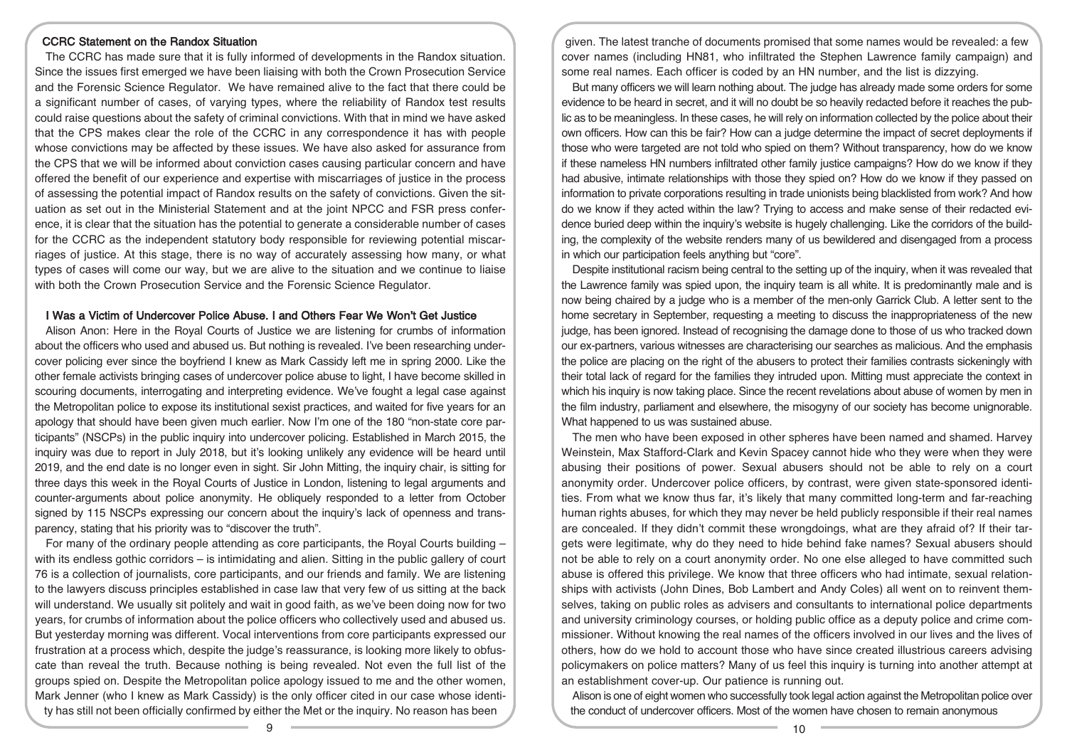## CCRC Statement on the Randox Situation

The CCRC has made sure that it is fully informed of developments in the Randox situation. Since the issues first emerged we have been liaising with both the Crown Prosecution Service and the Forensic Science Regulator. We have remained alive to the fact that there could be a significant number of cases, of varying types, where the reliability of Randox test results could raise questions about the safety of criminal convictions. With that in mind we have asked that the CPS makes clear the role of the CCRC in any correspondence it has with people whose convictions may be affected by these issues. We have also asked for assurance from the CPS that we will be informed about conviction cases causing particular concern and have offered the benefit of our experience and expertise with miscarriages of justice in the process of assessing the potential impact of Randox results on the safety of convictions. Given the situation as set out in the Ministerial Statement and at the joint NPCC and FSR press conference, it is clear that the situation has the potential to generate a considerable number of cases for the CCRC as the independent statutory body responsible for reviewing potential miscarriages of justice. At this stage, there is no way of accurately assessing how many, or what types of cases will come our way, but we are alive to the situation and we continue to liaise with both the Crown Prosecution Service and the Forensic Science Regulator.

## I Was a Victim of Undercover Police Abuse. I and Others Fear We Won't Get Justice

Alison Anon: Here in the Royal Courts of Justice we are listening for crumbs of information about the officers who used and abused us. But nothing is revealed. I've been researching undercover policing ever since the boyfriend I knew as Mark Cassidy left me in spring 2000. Like the other female activists bringing cases of undercover police abuse to light, I have become skilled in scouring documents, interrogating and interpreting evidence. We've fought a legal case against the Metropolitan police to expose its institutional sexist practices, and waited for five years for an apology that should have been given much earlier. Now I'm one of the 180 "non-state core participants" (NSCPs) in the public inquiry into undercover policing. Established in March 2015, the inquiry was due to report in July 2018, but it's looking unlikely any evidence will be heard until 2019, and the end date is no longer even in sight. Sir John Mitting, the inquiry chair, is sitting for three days this week in the Royal Courts of Justice in London, listening to legal arguments and counter-arguments about police anonymity. He obliquely responded to a letter from October signed by 115 NSCPs expressing our concern about the inquiry's lack of openness and transparency, stating that his priority was to "discover the truth".

For many of the ordinary people attending as core participants, the Royal Courts building – with its endless gothic corridors – is intimidating and alien. Sitting in the public gallery of court 76 is a collection of journalists, core participants, and our friends and family. We are listening to the lawyers discuss principles established in case law that very few of us sitting at the back will understand. We usually sit politely and wait in good faith, as we've been doing now for two years, for crumbs of information about the police officers who collectively used and abused us. But yesterday morning was different. Vocal interventions from core participants expressed our frustration at a process which, despite the judge's reassurance, is looking more likely to obfuscate than reveal the truth. Because nothing is being revealed. Not even the full list of the groups spied on. Despite the Metropolitan police apology issued to me and the other women, Mark Jenner (who I knew as Mark Cassidy) is the only officer cited in our case whose identity has still not been officially confirmed by either the Met or the inquiry. No reason has been given. The latest tranche of documents promised that some names would be revealed: a few cover names (including HN81, who infiltrated the Stephen Lawrence family campaign) and some real names. Each officer is coded by an HN number, and the list is dizzying.

But many officers we will learn nothing about. The judge has already made some orders for some evidence to be heard in secret, and it will no doubt be so heavily redacted before it reaches the public as to be meaningless. In these cases, he will rely on information collected by the police about their own officers. How can this be fair? How can a judge determine the impact of secret deployments if those who were targeted are not told who spied on them? Without transparency, how do we know if these nameless HN numbers infiltrated other family justice campaigns? How do we know if they had abusive, intimate relationships with those they spied on? How do we know if they passed on information to private corporations resulting in trade unionists being blacklisted from work? And how do we know if they acted within the law? Trying to access and make sense of their redacted evidence buried deep within the inquiry's website is hugely challenging. Like the corridors of the building, the complexity of the website renders many of us bewildered and disengaged from a process in which our participation feels anything but "core".

Despite institutional racism being central to the setting up of the inquiry, when it was revealed that the Lawrence family was spied upon, the inquiry team is all white. It is predominantly male and is now being chaired by a judge who is a member of the men-only Garrick Club. A letter sent to the home secretary in September, requesting a meeting to discuss the inappropriateness of the new judge, has been ignored. Instead of recognising the damage done to those of us who tracked down our ex-partners, various witnesses are characterising our searches as malicious. And the emphasis the police are placing on the right of the abusers to protect their families contrasts sickeningly with their total lack of regard for the families they intruded upon. Mitting must appreciate the context in which his inquiry is now taking place. Since the recent revelations about abuse of women by men in the film industry, parliament and elsewhere, the misogyny of our society has become unignorable. What happened to us was sustained abuse.

The men who have been exposed in other spheres have been named and shamed. Harvey Weinstein, Max Stafford-Clark and Kevin Spacey cannot hide who they were when they were abusing their positions of power. Sexual abusers should not be able to rely on a court anonymity order. Undercover police officers, by contrast, were given state-sponsored identities. From what we know thus far, it's likely that many committed long-term and far-reaching human rights abuses, for which they may never be held publicly responsible if their real names are concealed. If they didn't commit these wrongdoings, what are they afraid of? If their targets were legitimate, why do they need to hide behind fake names? Sexual abusers should not be able to rely on a court anonymity order. No one else alleged to have committed such abuse is offered this privilege. We know that three officers who had intimate, sexual relationships with activists (John Dines, Bob Lambert and Andy Coles) all went on to reinvent themselves, taking on public roles as advisers and consultants to international police departments and university criminology courses, or holding public office as a deputy police and crime commissioner. Without knowing the real names of the officers involved in our lives and the lives of others, how do we hold to account those who have since created illustrious careers advising policymakers on police matters? Many of us feel this inquiry is turning into another attempt at an establishment cover-up. Our patience is running out.

Alison is one of eight women who successfully took legal action against the Metropolitan police over the conduct of undercover officers. Most of the women have chosen to remain anonymous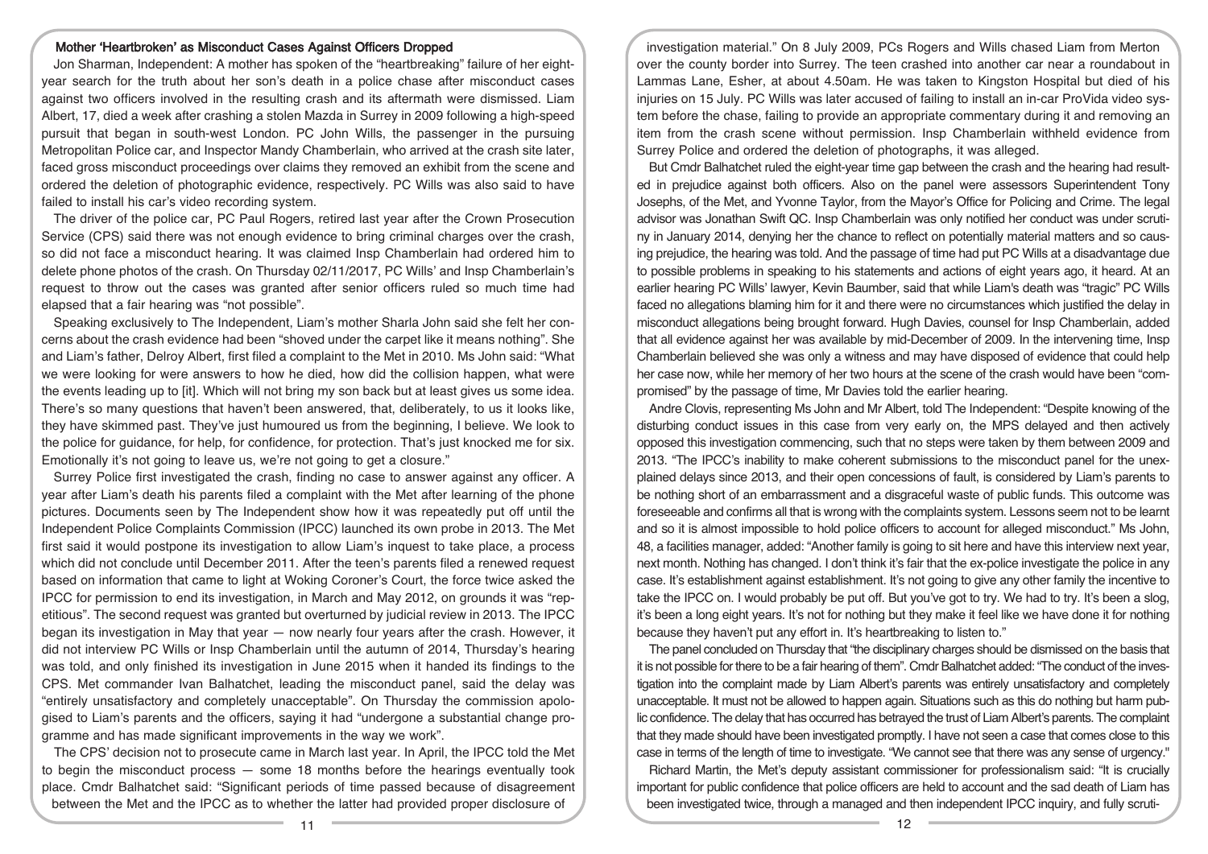## Mother 'Heartbroken' as Misconduct Cases Against Officers Dropped

Jon Sharman, Independent: A mother has spoken of the "heartbreaking" failure of her eight-year search for the truth about her son's death in a police chase after misconduct cases against two officers involved in the resulting crash and its aftermath were dismissed. Liam Albert, 17, died a week after crashing a stolen Mazda in Surrey in 2009 following a high-speed pursuit that began in south-west London. PC John Wills, the passenger in the pursuing Metropolitan Police car, and Inspector Mandy Chamberlain, who arrived at the crash site later, faced gross misconduct proceedings over claims they removed an exhibit from the scene and ordered the deletion of photographic evidence, respectively. PC Wills was also said to have failed to install his car's video recording system.

The driver of the police car, PC Paul Rogers, retired last year after the Crown Prosecution Service (CPS) said there was not enough evidence to bring criminal charges over the crash, so did not face a misconduct hearing. It was claimed Insp Chamberlain had ordered him to delete phone photos of the crash. On Thursday 02/11/2017, PC Wills' and Insp Chamberlain's request to throw out the cases was granted after senior officers ruled so much time had elapsed that a fair hearing was "not possible".

Speaking exclusively to The Independent, Liam's mother Sharla John said she felt her concerns about the crash evidence had been "shoved under the carpet like it means nothing". She and Liam's father, Delroy Albert, first filed a complaint to the Met in 2010. Ms John said: "What we were looking for were answers to how he died, how did the collision happen, what were the events leading up to [it]. Which will not bring my son back but at least gives us some idea. There's so many questions that haven't been answered, that, deliberately, to us it looks like, they have skimmed past. They've just humoured us from the beginning, I believe. We look to the police for guidance, for help, for confidence, for protection. That's just knocked me for six. Emotionally it's not going to leave us, we're not going to get a closure."

Surrey Police first investigated the crash, finding no case to answer against any officer. A year after Liam's death his parents filed a complaint with the Met after learning of the phone pictures. Documents seen by The Independent show how it was repeatedly put off until the Independent Police Complaints Commission (IPCC) launched its own probe in 2013. The Met first said it would postpone its investigation to allow Liam's inquest to take place, a process which did not conclude until December 2011. After the teen's parents filed a renewed request based on information that came to light at Woking Coroner's Court, the force twice asked the IPCC for permission to end its investigation, in March and May 2012, on grounds it was "repetitious". The second request was granted but overturned by judicial review in 2013. The IPCC began its investigation in May that year — now nearly four years after the crash. However, it did not interview PC Wills or Insp Chamberlain until the autumn of 2014, Thursday's hearing was told, and only finished its investigation in June 2015 when it handed its findings to the CPS. Met commander Ivan Balhatchet, leading the misconduct panel, said the delay was "entirely unsatisfactory and completely unacceptable". On Thursday the commission apologised to Liam's parents and the officers, saying it had "undergone a substantial change programme and has made significant improvements in the way we work".

The CPS' decision not to prosecute came in March last year. In April, the IPCC told the Met to begin the misconduct process — some 18 months before the hearings eventually took place. Cmdr Balhatchet said: "Significant periods of time passed because of disagreement between the Met and the IPCC as to whether the latter had provided proper disclosure of investigation material." On 8 July 2009, PCs Rogers and Wills chased Liam from Merton over the county border into Surrey. The teen crashed into another car near a roundabout in Lammas Lane, Esher, at about 4.50am. He was taken to Kingston Hospital but died of his injuries on 15 July. PC Wills was later accused of failing to install an in-car ProVida video system before the chase, failing to provide an appropriate commentary during it and removing an item from the crash scene without permission. Insp Chamberlain withheld evidence from Surrey Police and ordered the deletion of photographs, it was alleged.

But Cmdr Balhatchet ruled the eight-year time gap between the crash and the hearing had resulted in prejudice against both officers. Also on the panel were assessors Superintendent Tony Josephs, of the Met, and Yvonne Taylor, from the Mayor's Office for Policing and Crime. The legal advisor was Jonathan Swift QC. Insp Chamberlain was only notified her conduct was under scrutiny in January 2014, denying her the chance to reflect on potentially material matters and so causing prejudice, the hearing was told. And the passage of time had put PC Wills at a disadvantage due to possible problems in speaking to his statements and actions of eight years ago, it heard. At an earlier hearing PC Wills' lawyer, Kevin Baumber, said that while Liam's death was "tragic" PC Wills faced no allegations blaming him for it and there were no circumstances which justified the delay in misconduct allegations being brought forward. Hugh Davies, counsel for Insp Chamberlain, added that all evidence against her was available by mid-December of 2009. In the intervening time, Insp Chamberlain believed she was only a witness and may have disposed of evidence that could help her case now, while her memory of her two hours at the scene of the crash would have been "compromised" by the passage of time, Mr Davies told the earlier hearing.

Andre Clovis, representing Ms John and Mr Albert, told The Independent: "Despite knowing of the disturbing conduct issues in this case from very early on, the MPS delayed and then actively opposed this investigation commencing, such that no steps were taken by them between 2009 and 2013. "The IPCC's inability to make coherent submissions to the misconduct panel for the unexplained delays since 2013, and their open concessions of fault, is considered by Liam's parents to be nothing short of an embarrassment and a disgraceful waste of public funds. This outcome was foreseeable and confirms all that is wrong with the complaints system. Lessons seem not to be learnt and so it is almost impossible to hold police officers to account for alleged misconduct." Ms John, 48, a facilities manager, added: "Another family is going to sit here and have this interview next year, next month. Nothing has changed. I don't think it's fair that the ex-police investigate the police in any case. It's establishment against establishment. It's not going to give any other family the incentive to take the IPCC on. I would probably be put off. But you've got to try. We had to try. It's been a slog, it's been a long eight years. It's not for nothing but they make it feel like we have done it for nothing because they haven't put any effort in. It's heartbreaking to listen to."

The panel concluded on Thursday that "the disciplinary charges should be dismissed on the basis that it is not possible for there to be a fair hearing of them". Cmdr Balhatchet added: "The conduct of the investigation into the complaint made by Liam Albert's parents was entirely unsatisfactory and completely unacceptable. It must not be allowed to happen again. Situations such as this do nothing but harm public confidence. The delay that has occurred has betrayed the trust of Liam Albert's parents. The complaint that they made should have been investigated promptly. I have not seen a case that comes close to this case in terms of the length of time to investigate. "We cannot see that there was any sense of urgency."

Richard Martin, the Met's deputy assistant commissioner for professionalism said: "It is crucially important for public confidence that police officers are held to account and the sad death of Liam has been investigated twice, through a managed and then independent IPCC inquiry, and fully scruti-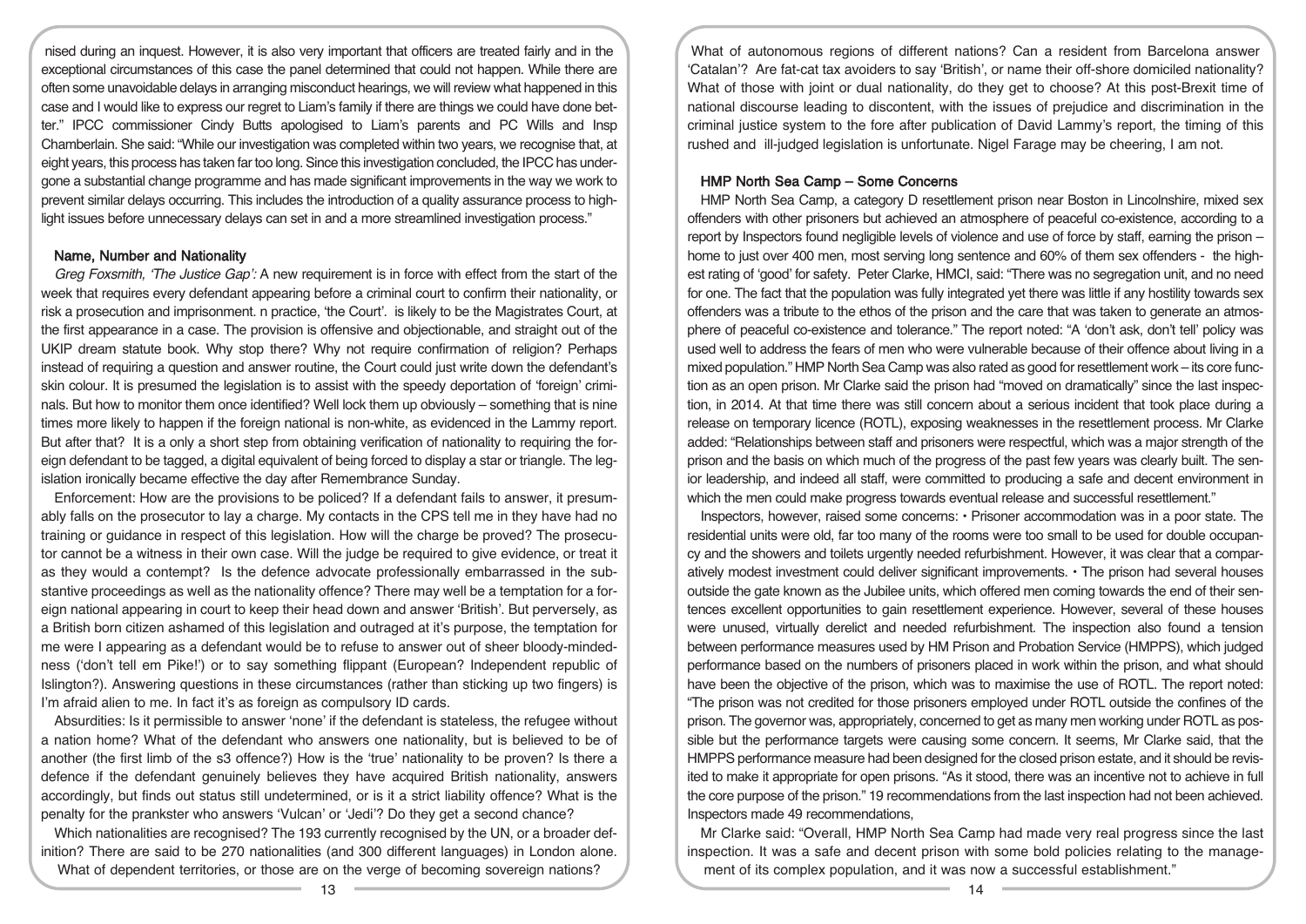nised during an inquest. However, it is also very important that officers are treated fairly and in the exceptional circumstances of this case the panel determined that could not happen. While there are often some unavoidable delays in arranging misconduct hearings, we will review what happened in this case and I would like to express our regret to Liam's family if there are things we could have done better." IPCC commissioner Cindy Butts apologised to Liam's parents and PC Wills and Insp Chamberlain. She said: "While our investigation was completed within two years, we recognise that, at eight years, this process has taken far too long. Since this investigation concluded, the IPCC has undergone a substantial change programme and has made significant improvements in the way we work to prevent similar delays occurring. This includes the introduction of a quality assurance process to highlight issues before unnecessary delays can set in and a more streamlined investigation process."

## Name, Number and Nationality

*Greg Foxsmith, 'The Justice Gap':* A new requirement is in force with effect from the start of the week that requires every defendant appearing before a criminal court to confirm their nationality, or risk a prosecution and imprisonment. n practice, 'the Court'. is likely to be the Magistrates Court, at the first appearance in a case. The provision is offensive and objectionable, and straight out of the UKIP dream statute book. Why stop there? Why not require confirmation of religion? Perhaps instead of requiring a question and answer routine, the Court could just write down the defendant's skin colour. It is presumed the legislation is to assist with the speedy deportation of 'foreign' criminals. But how to monitor them once identified? Well lock them up obviously – something that is nine times more likely to happen if the foreign national is non-white, as evidenced in the Lammy report. But after that? It is a only a short step from obtaining verification of nationality to requiring the foreign defendant to be tagged, a digital equivalent of being forced to display a star or triangle. The legislation ironically became effective the day after Remembrance Sunday.

Enforcement: How are the provisions to be policed? If a defendant fails to answer, it presumably falls on the prosecutor to lay a charge. My contacts in the CPS tell me in they have had no training or guidance in respect of this legislation. How will the charge be proved? The prosecutor cannot be a witness in their own case. Will the judge be required to give evidence, or treat it as they would a contempt? Is the defence advocate professionally embarrassed in the substantive proceedings as well as the nationality offence? There may well be a temptation for a foreign national appearing in court to keep their head down and answer 'British'. But perversely, as a British born citizen ashamed of this legislation and outraged at it's purpose, the temptation for me were I appearing as a defendant would be to refuse to answer out of sheer bloody-mindedness ('don't tell em Pike!') or to say something flippant (European? Independent republic of Islington?). Answering questions in these circumstances (rather than sticking up two fingers) is I'm afraid alien to me. In fact it's as foreign as compulsory ID cards.

Absurdities: Is it permissible to answer 'none' if the defendant is stateless, the refugee without a nation home? What of the defendant who answers one nationality, but is believed to be of another (the first limb of the s3 offence?) How is the 'true' nationality to be proven? Is there a defence if the defendant genuinely believes they have acquired British nationality, answers accordingly, but finds out status still undetermined, or is it a strict liability offence? What is the penalty for the prankster who answers 'Vulcan' or 'Jedi'? Do they get a second chance?

Which nationalities are recognised? The 193 currently recognised by the UN, or a broader definition? There are said to be 270 nationalities (and 300 different languages) in London alone. What of dependent territories, or those are on the verge of becoming sovereign nations?

What of autonomous regions of different nations? Can a resident from Barcelona answer 'Catalan'? Are fat-cat tax avoiders to say 'British', or name their off-shore domiciled nationality? What of those with joint or dual nationality, do they get to choose? At this post-Brexit time of national discourse leading to discontent, with the issues of prejudice and discrimination in the criminal justice system to the fore after publication of David Lammy's report, the timing of this rushed and ill-judged legislation is unfortunate. Nigel Farage may be cheering, I am not.

## HMP North Sea Camp – Some Concerns

HMP North Sea Camp, a category D resettlement prison near Boston in Lincolnshire, mixed sex offenders with other prisoners but achieved an atmosphere of peaceful co-existence, according to a report by Inspectors found negligible levels of violence and use of force by staff, earning the prison – home to just over 400 men, most serving long sentence and 60% of them sex offenders - the highest rating of 'good' for safety. Peter Clarke, HMCI, said: "There was no segregation unit, and no need for one. The fact that the population was fully integrated yet there was little if any hostility towards sex offenders was a tribute to the ethos of the prison and the care that was taken to generate an atmosphere of peaceful co-existence and tolerance." The report noted: "A 'don't ask, don't tell' policy was used well to address the fears of men who were vulnerable because of their offence about living in a mixed population." HMP North Sea Camp was also rated as good for resettlement work – its core function as an open prison. Mr Clarke said the prison had "moved on dramatically" since the last inspection, in 2014. At that time there was still concern about a serious incident that took place during a release on temporary licence (ROTL), exposing weaknesses in the resettlement process. Mr Clarke added: "Relationships between staff and prisoners were respectful, which was a major strength of the prison and the basis on which much of the progress of the past few years was clearly built. The senior leadership, and indeed all staff, were committed to producing a safe and decent environment in which the men could make progress towards eventual release and successful resettlement."

Inspectors, however, raised some concerns: • Prisoner accommodation was in a poor state. The residential units were old, far too many of the rooms were too small to be used for double occupancy and the showers and toilets urgently needed refurbishment. However, it was clear that a comparatively modest investment could deliver significant improvements. • The prison had several houses outside the gate known as the Jubilee units, which offered men coming towards the end of their sentences excellent opportunities to gain resettlement experience. However, several of these houses were unused, virtually derelict and needed refurbishment. The inspection also found a tension between performance measures used by HM Prison and Probation Service (HMPPS), which judged performance based on the numbers of prisoners placed in work within the prison, and what should have been the objective of the prison, which was to maximise the use of ROTL. The report noted: "The prison was not credited for those prisoners employed under ROTL outside the confines of the prison. The governor was, appropriately, concerned to get as many men working under ROTL as possible but the performance targets were causing some concern. It seems, Mr Clarke said, that the HMPPS performance measure had been designed for the closed prison estate, and it should be revisited to make it appropriate for open prisons. "As it stood, there was an incentive not to achieve in full the core purpose of the prison." 19 recommendations from the last inspection had not been achieved. Inspectors made 49 recommendations,

Mr Clarke said: "Overall, HMP North Sea Camp had made very real progress since the last inspection. It was a safe and decent prison with some bold policies relating to the management of its complex population, and it was now a successful establishment."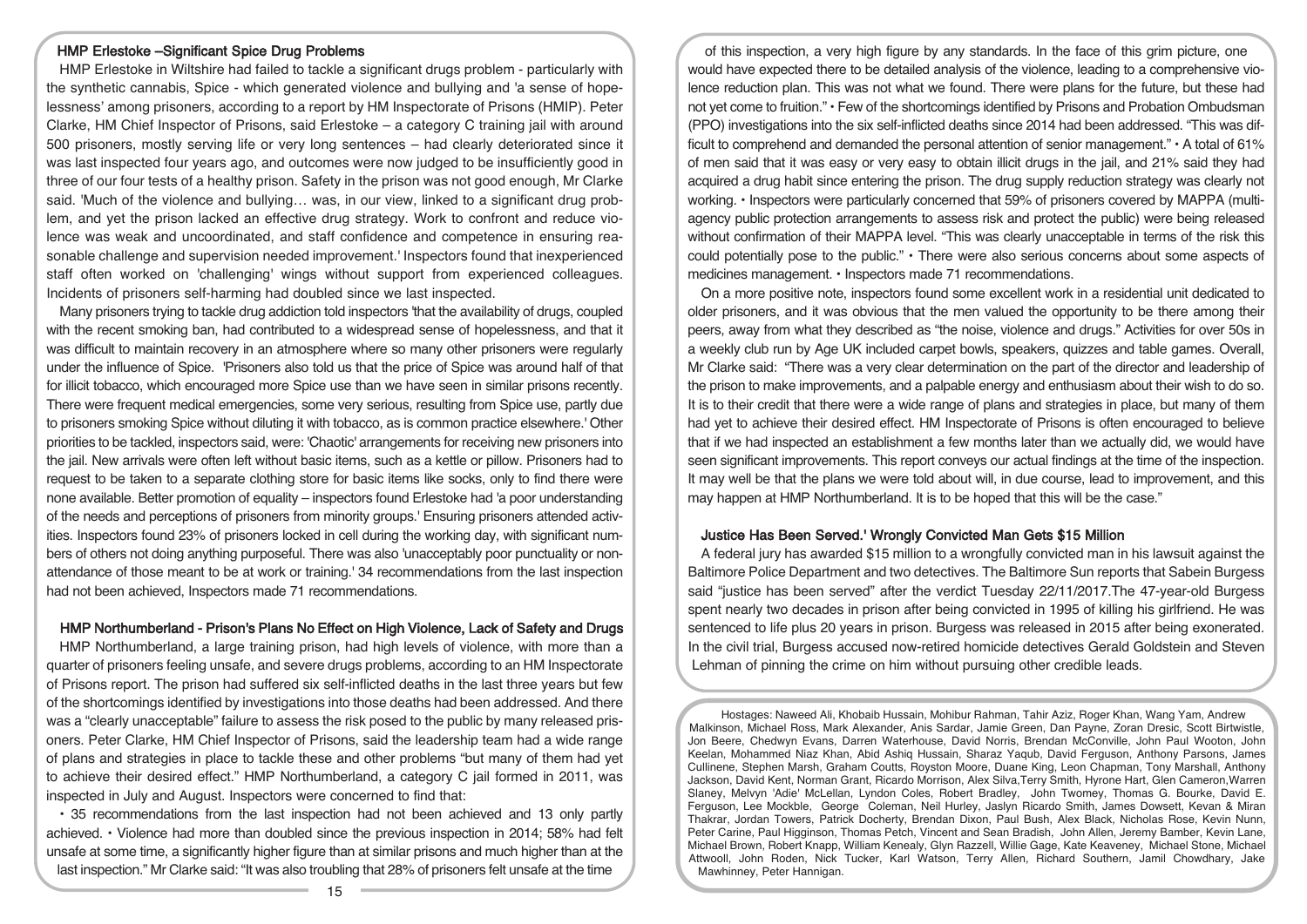## HMP Erlestoke –Significant Spice Drug Problems

HMP Erlestoke in Wiltshire had failed to tackle a significant drugs problem - particularly with the synthetic cannabis, Spice - which generated violence and bullying and 'a sense of hopelessness' among prisoners, according to a report by HM Inspectorate of Prisons (HMIP). Peter Clarke, HM Chief Inspector of Prisons, said Erlestoke – a category C training jail with around 500 prisoners, mostly serving life or very long sentences – had clearly deteriorated since it was last inspected four years ago, and outcomes were now judged to be insufficiently good in three of our four tests of a healthy prison. Safety in the prison was not good enough, Mr Clarke said. 'Much of the violence and bullying… was, in our view, linked to a significant drug problem, and yet the prison lacked an effective drug strategy. Work to confront and reduce violence was weak and uncoordinated, and staff confidence and competence in ensuring reasonable challenge and supervision needed improvement.' Inspectors found that inexperienced staff often worked on 'challenging' wings without support from experienced colleagues. Incidents of prisoners self-harming had doubled since we last inspected.

Many prisoners trying to tackle drug addiction told inspectors 'that the availability of drugs, coupled with the recent smoking ban, had contributed to a widespread sense of hopelessness, and that it was difficult to maintain recovery in an atmosphere where so many other prisoners were regularly under the influence of Spice. 'Prisoners also told us that the price of Spice was around half of that for illicit tobacco, which encouraged more Spice use than we have seen in similar prisons recently. There were frequent medical emergencies, some very serious, resulting from Spice use, partly due to prisoners smoking Spice without diluting it with tobacco, as is common practice elsewhere.' Other priorities to be tackled, inspectors said, were: 'Chaotic' arrangements for receiving new prisoners into the jail. New arrivals were often left without basic items, such as a kettle or pillow. Prisoners had to request to be taken to a separate clothing store for basic items like socks, only to find there were none available. Better promotion of equality – inspectors found Erlestoke had 'a poor understanding of the needs and perceptions of prisoners from minority groups.' Ensuring prisoners attended activities. Inspectors found 23% of prisoners locked in cell during the working day, with significant numbers of others not doing anything purposeful. There was also 'unacceptably poor punctuality or non-attendance of those meant to be at work or training.' 34 recommendations from the last inspection had not been achieved, Inspectors made 71 recommendations.

## HMP Northumberland - Prison's Plans No Effect on High Violence, Lack of Safety and Drugs

HMP Northumberland, a large training prison, had high levels of violence, with more than a quarter of prisoners feeling unsafe, and severe drugs problems, according to an HM Inspectorate of Prisons report. The prison had suffered six self-inflicted deaths in the last three years but few of the shortcomings identified by investigations into those deaths had been addressed. And there was a "clearly unacceptable" failure to assess the risk posed to the public by many released prisoners. Peter Clarke, HM Chief Inspector of Prisons, said the leadership team had a wide range of plans and strategies in place to tackle these and other problems "but many of them had yet to achieve their desired effect." HMP Northumberland, a category C jail formed in 2011, was inspected in July and August. Inspectors were concerned to find that:

- 35 recommendations from the last inspection had not been achieved and 13 only partly achieved.
- Violence had more than doubled since the previous inspection in 2014; 58% had felt unsafe at some time, a significantly higher figure than at similar prisons and much higher than at the last inspection." Mr Clarke said: "It was also troubling that 28% of prisoners felt unsafe at the time of this inspection, a very high figure by any standards. In the face of this grim picture, one would have expected there to be detailed analysis of the violence, leading to a comprehensive violence reduction plan. This was not what we found. There were plans for the future, but these had not yet come to fruition."
- Few of the shortcomings identified by Prisons and Probation Ombudsman (PPO) investigations into the six self-inflicted deaths since 2014 had been addressed. "This was difficult to comprehend and demanded the personal attention of senior management."
- A total of 61% of men said that it was easy or very easy to obtain illicit drugs in the jail, and 21% said they had acquired a drug habit since entering the prison. The drug supply reduction strategy was clearly not working.
- Inspectors were particularly concerned that 59% of prisoners covered by MAPPA (multi-agency public protection arrangements to assess risk and protect the public) were being released without confirmation of their MAPPA level. "This was clearly unacceptable in terms of the risk this could potentially pose to the public."
- There were also serious concerns about some aspects of medicines management.
- Inspectors made 71 recommendations.

On a more positive note, inspectors found some excellent work in a residential unit dedicated to older prisoners, and it was obvious that the men valued the opportunity to be there among their peers, away from what they described as "the noise, violence and drugs." Activities for over 50s in a weekly club run by Age UK included carpet bowls, speakers, quizzes and table games. Overall, Mr Clarke said: "There was a very clear determination on the part of the director and leadership of the prison to make improvements, and a palpable energy and enthusiasm about their wish to do so. It is to their credit that there were a wide range of plans and strategies in place, but many of them had yet to achieve their desired effect. HM Inspectorate of Prisons is often encouraged to believe that if we had inspected an establishment a few months later than we actually did, we would have seen significant improvements. This report conveys our actual findings at the time of the inspection. It may well be that the plans we were told about will, in due course, lead to improvement, and this may happen at HMP Northumberland. It is to be hoped that this will be the case."

## Justice Has Been Served.' Wrongly Convicted Man Gets $15 Million

A federal jury has awarded $15 million to a wrongfully convicted man in his lawsuit against the Baltimore Police Department and two detectives. The Baltimore Sun reports that Sabein Burgess said "justice has been served" after the verdict Tuesday 22/11/2017.The 47-year-old Burgess spent nearly two decades in prison after being convicted in 1995 of killing his girlfriend. He was sentenced to life plus 20 years in prison. Burgess was released in 2015 after being exonerated. In the civil trial, Burgess accused now-retired homicide detectives Gerald Goldstein and Steven Lehman of pinning the crime on him without pursuing other credible leads.

Hostages: Naweed Ali, Khobaib Hussain, Mohibur Rahman, Tahir Aziz, Roger Khan, Wang Yam, Andrew Malkinson, Michael Ross, Mark Alexander, Anis Sardar, Jamie Green, Dan Payne, Zoran Dresic, Scott Birtwistle, Jon Beere, Chedwyn Evans, Darren Waterhouse, David Norris, Brendan McConville, John Paul Wooton, John Keelan, Mohammed Niaz Khan, Abid Ashiq Hussain, Sharaz Yaqub, David Ferguson, Anthony Parsons, James Cullinene, Stephen Marsh, Graham Coutts, Royston Moore, Duane King, Leon Chapman, Tony Marshall, Anthony Jackson, David Kent, Norman Grant, Ricardo Morrison, Alex Silva,Terry Smith, Hyrone Hart, Glen Cameron,Warren Slaney, Melvyn 'Adie' McLellan, Lyndon Coles, Robert Bradley, John Twomey, Thomas G. Bourke, David E. Ferguson, Lee Mockble, George Coleman, Neil Hurley, Jaslyn Ricardo Smith, James Dowsett, Kevan & Miran Thakrar, Jordan Towers, Patrick Docherty, Brendan Dixon, Paul Bush, Alex Black, Nicholas Rose, Kevin Nunn, Peter Carine, Paul Higginson, Thomas Petch, Vincent and Sean Bradish, John Allen, Jeremy Bamber, Kevin Lane, Michael Brown, Robert Knapp, William Kenealy, Glyn Razzell, Willie Gage, Kate Keaveney, Michael Stone, Michael Attwooll, John Roden, Nick Tucker, Karl Watson, Terry Allen, Richard Southern, Jamil Chowdhary, Jake Mawhinney, Peter Hannigan.